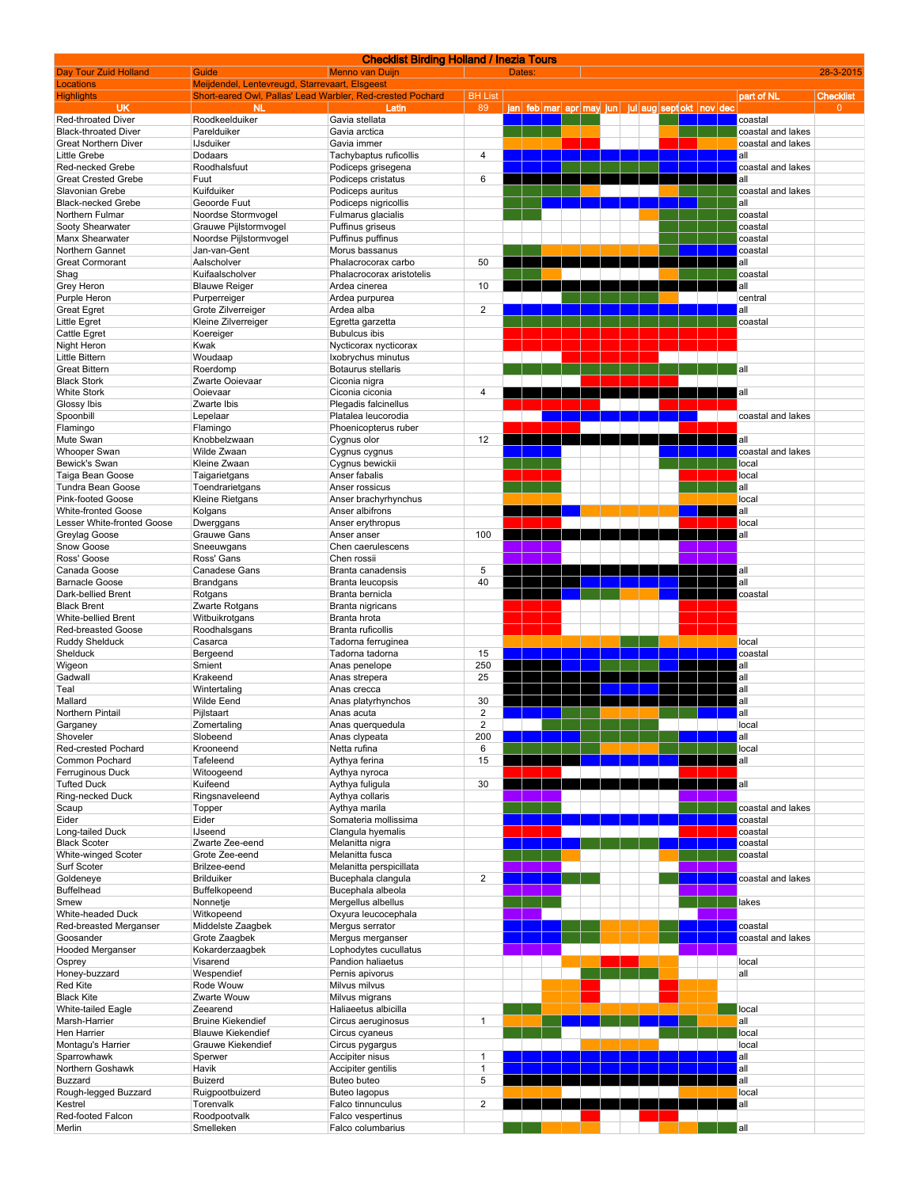# Checklist Birding Holland / Inezia Tours

| | | | | |
|---|---|---|---|---|
| Day Tour Zuid Holland | Guide | Menno van Duijn | Dates: | 28-3-2015 |
| Locations | Meijdendel, Lentevreugd, Starrevaart, Elsgeest | | | |
| Highlights | Short-eared Owl, Pallas' Lead Warbler, Red-crested Pochard | | | |

| UK | NL | Latin | BH List 89 | jan | feb | mar | apr | may | jun | jul | aug | sept | okt | nov | dec | part of NL | Checklist 0 |
|---|---|---|---|---|---|---|---|---|---|---|---|---|---|---|---|---|---|
| Red-throated Diver | Roodkeelduiker | Gavia stellata | | | | | | | | | | | | | | coastal | |
| Black-throated Diver | Parelduiker | Gavia arctica | | | | | | | | | | | | | | coastal and lakes | |
| Great Northern Diver | IJsduiker | Gavia immer | | | | | | | | | | | | | | coastal and lakes | |
| Little Grebe | Dodaars | Tachybaptus ruficollis | 4 | | | | | | | | | | | | | all | |
| Red-necked Grebe | Roodhalsfuut | Podiceps grisegena | | | | | | | | | | | | | | coastal and lakes | |
| Great Crested Grebe | Fuut | Podiceps cristatus | 6 | | | | | | | | | | | | | all | |
| Slavonian Grebe | Kuifduiker | Podiceps auritus | | | | | | | | | | | | | | coastal and lakes | |
| Black-necked Grebe | Geoorde Fuut | Podiceps nigricollis | | | | | | | | | | | | | | all | |
| Northern Fulmar | Noordse Stormvogel | Fulmarus glacialis | | | | | | | | | | | | | | coastal | |
| Sooty Shearwater | Grauwe Pijlstormvogel | Puffinus griseus | | | | | | | | | | | | | | coastal | |
| Manx Shearwater | Noordse Pijlstormvogel | Puffinus puffinus | | | | | | | | | | | | | | coastal | |
| Northern Gannet | Jan-van-Gent | Morus bassanus | | | | | | | | | | | | | | coastal | |
| Great Cormorant | Aalscholver | Phalacrocorax carbo | 50 | | | | | | | | | | | | | all | |
| Shag | Kuifaalscholver | Phalacrocorax aristotelis | | | | | | | | | | | | | | coastal | |
| Grey Heron | Blauwe Reiger | Ardea cinerea | 10 | | | | | | | | | | | | | all | |
| Purple Heron | Purperreiger | Ardea purpurea | | | | | | | | | | | | | | central | |
| Great Egret | Grote Zilverreiger | Ardea alba | 2 | | | | | | | | | | | | | all | |
| Little Egret | Kleine Zilverreiger | Egretta garzetta | | | | | | | | | | | | | | coastal | |
| Cattle Egret | Koereiger | Bubulcus ibis | | | | | | | | | | | | | | | |
| Night Heron | Kwak | Nycticorax nycticorax | | | | | | | | | | | | | | | |
| Little Bittern | Woudaap | Ixobrychus minutus | | | | | | | | | | | | | | | |
| Great Bittern | Roerdomp | Botaurus stellaris | | | | | | | | | | | | | | all | |
| Black Stork | Zwarte Ooievaar | Ciconia nigra | | | | | | | | | | | | | | | |
| White Stork | Ooievaar | Ciconia ciconia | 4 | | | | | | | | | | | | | all | |
| Glossy Ibis | Zwarte Ibis | Plegadis falcinellus | | | | | | | | | | | | | | | |
| Spoonbill | Lepelaar | Platalea leucorodia | | | | | | | | | | | | | | coastal and lakes | |
| Flamingo | Flamingo | Phoenicopterus ruber | | | | | | | | | | | | | | | |
| Mute Swan | Knobbelzwaan | Cygnus olor | 12 | | | | | | | | | | | | | all | |
| Whooper Swan | Wilde Zwaan | Cygnus cygnus | | | | | | | | | | | | | | coastal and lakes | |
| Bewick's Swan | Kleine Zwaan | Cygnus bewickii | | | | | | | | | | | | | | local | |
| Taiga Bean Goose | Taigarietgans | Anser fabalis | | | | | | | | | | | | | | local | |
| Tundra Bean Goose | Toendrarietgans | Anser rossicus | | | | | | | | | | | | | | all | |
| Pink-footed Goose | Kleine Rietgans | Anser brachyrhynchus | | | | | | | | | | | | | | local | |
| White-fronted Goose | Kolgans | Anser albifrons | | | | | | | | | | | | | | all | |
| Lesser White-fronted Goose | Dwerggans | Anser erythropus | | | | | | | | | | | | | | local | |
| Greylag Goose | Grauwe Gans | Anser anser | 100 | | | | | | | | | | | | | all | |
| Snow Goose | Sneeuwgans | Chen caerulescens | | | | | | | | | | | | | | | |
| Ross' Goose | Ross' Gans | Chen rossii | | | | | | | | | | | | | | | |
| Canada Goose | Canadese Gans | Branta canadensis | 5 | | | | | | | | | | | | | all | |
| Barnacle Goose | Brandgans | Branta leucopsis | 40 | | | | | | | | | | | | | all | |
| Dark-bellied Brent | Rotgans | Branta bernicla | | | | | | | | | | | | | | coastal | |
| Black Brent | Zwarte Rotgans | Branta nigricans | | | | | | | | | | | | | | | |
| White-bellied Brent | Witbuikrotgans | Branta hrota | | | | | | | | | | | | | | | |
| Red-breasted Goose | Roodhalsgans | Branta ruficollis | | | | | | | | | | | | | | | |
| Ruddy Shelduck | Casarca | Tadorna ferruginea | | | | | | | | | | | | | | local | |
| Shelduck | Bergeend | Tadorna tadorna | 15 | | | | | | | | | | | | | coastal | |
| Wigeon | Smient | Anas penelope | 250 | | | | | | | | | | | | | all | |
| Gadwall | Krakeend | Anas strepera | 25 | | | | | | | | | | | | | all | |
| Teal | Wintertaling | Anas crecca | | | | | | | | | | | | | | all | |
| Mallard | Wilde Eend | Anas platyrhynchos | 30 | | | | | | | | | | | | | all | |
| Northern Pintail | Pijlstaart | Anas acuta | 2 | | | | | | | | | | | | | all | |
| Garganey | Zomertaling | Anas querquedula | 2 | | | | | | | | | | | | | local | |
| Shoveler | Slobeend | Anas clypeata | 200 | | | | | | | | | | | | | all | |
| Red-crested Pochard | Krooneend | Netta rufina | 6 | | | | | | | | | | | | | local | |
| Common Pochard | Tafeleend | Aythya ferina | 15 | | | | | | | | | | | | | all | |
| Ferruginous Duck | Witoogeend | Aythya nyroca | | | | | | | | | | | | | | | |
| Tufted Duck | Kuifeend | Aythya fuligula | 30 | | | | | | | | | | | | | all | |
| Ring-necked Duck | Ringsnaveleend | Aythya collaris | | | | | | | | | | | | | | | |
| Scaup | Topper | Aythya marila | | | | | | | | | | | | | | coastal and lakes | |
| Eider | Eider | Somateria mollissima | | | | | | | | | | | | | | coastal | |
| Long-tailed Duck | IJseend | Clangula hyemalis | | | | | | | | | | | | | | coastal | |
| Black Scoter | Zwarte Zee-eend | Melanitta nigra | | | | | | | | | | | | | | coastal | |
| White-winged Scoter | Grote Zee-eend | Melanitta fusca | | | | | | | | | | | | | | coastal | |
| Surf Scoter | Brilzee-eend | Melanitta perspicillata | | | | | | | | | | | | | | | |
| Goldeneye | Brilduiker | Bucephala clangula | 2 | | | | | | | | | | | | | coastal and lakes | |
| Buffelhead | Buffelkopeend | Bucephala albeola | | | | | | | | | | | | | | | |
| Smew | Nonnetje | Mergellus albellus | | | | | | | | | | | | | | lakes | |
| White-headed Duck | Witkopeend | Oxyura leucocephala | | | | | | | | | | | | | | | |
| Red-breasted Merganser | Middelste Zaagbek | Mergus serrator | | | | | | | | | | | | | | coastal | |
| Goosander | Grote Zaagbek | Mergus merganser | | | | | | | | | | | | | | coastal and lakes | |
| Hooded Merganser | Kokarderzaagbek | Lophodytes cucullatus | | | | | | | | | | | | | | | |
| Osprey | Visarend | Pandion haliaetus | | | | | | | | | | | | | | local | |
| Honey-buzzard | Wespendief | Pernis apivorus | | | | | | | | | | | | | | all | |
| Red Kite | Rode Wouw | Milvus milvus | | | | | | | | | | | | | | | |
| Black Kite | Zwarte Wouw | Milvus migrans | | | | | | | | | | | | | | | |
| White-tailed Eagle | Zeearend | Haliaeetus albicilla | | | | | | | | | | | | | | local | |
| Marsh-Harrier | Bruine Kiekendief | Circus aeruginosus | 1 | | | | | | | | | | | | | all | |
| Hen Harrier | Blauwe Kiekendief | Circus cyaneus | | | | | | | | | | | | | | local | |
| Montagu's Harrier | Grauwe Kiekendief | Circus pygargus | | | | | | | | | | | | | | local | |
| Sparrowhawk | Sperwer | Accipiter nisus | 1 | | | | | | | | | | | | | all | |
| Northern Goshawk | Havik | Accipiter gentilis | 1 | | | | | | | | | | | | | all | |
| Buzzard | Buizerd | Buteo buteo | 5 | | | | | | | | | | | | | all | |
| Rough-legged Buzzard | Ruigpootbuizerd | Buteo lagopus | | | | | | | | | | | | | | local | |
| Kestrel | Torenvalk | Falco tinnunculus | 2 | | | | | | | | | | | | | all | |
| Red-footed Falcon | Roodpootvalk | Falco vespertinus | | | | | | | | | | | | | | | |
| Merlin | Smelleken | Falco columbarius | | | | | | | | | | | | | | all | |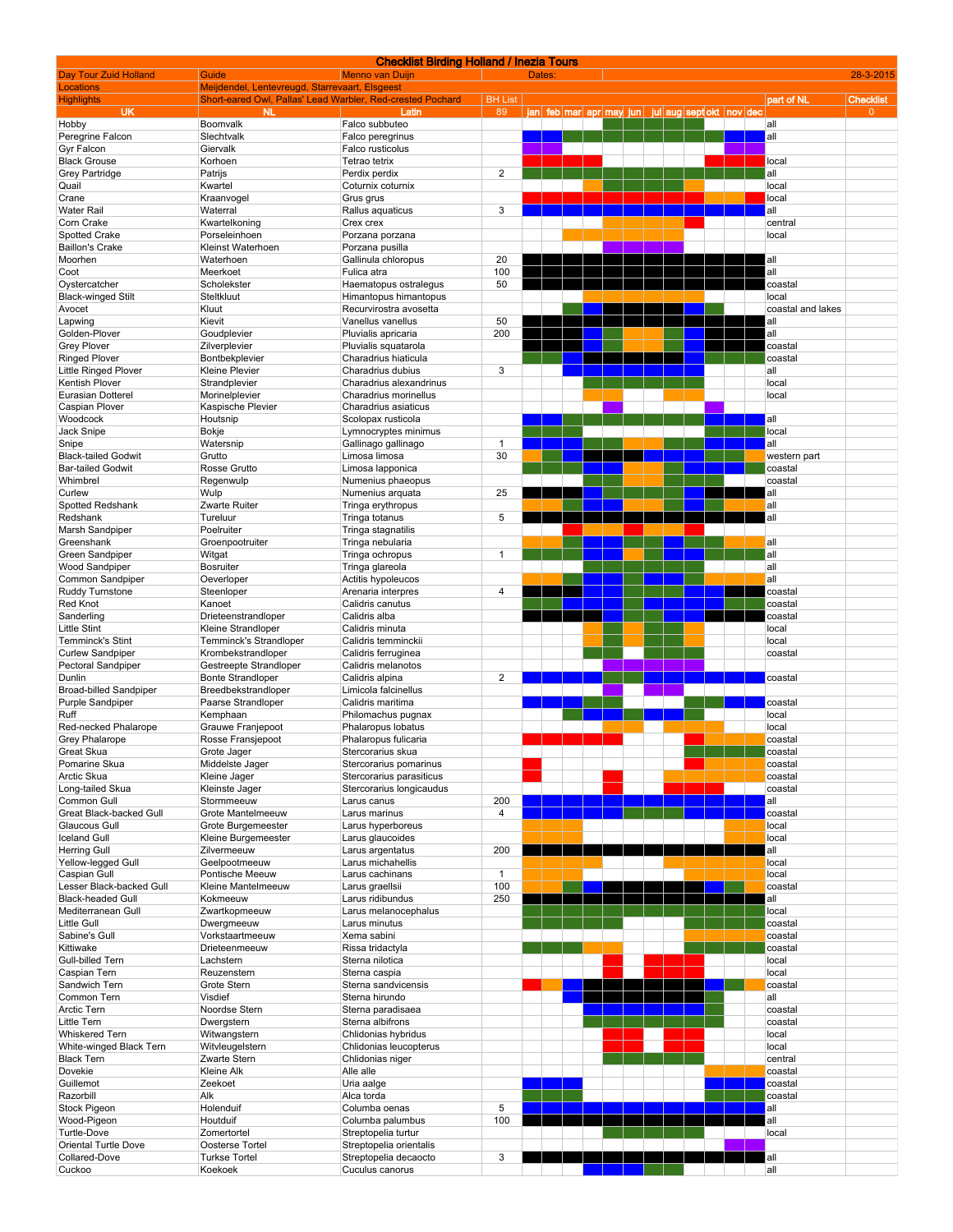# Checklist Birding Holland / Inezia Tours

| Day Tour Zuid Holland | Guide | Menno van Duijn | | Dates: | | | | | | | | | | | | | 28-3-2015 |
|---|---|---|---|---|---|---|---|---|---|---|---|---|---|---|---|---|---|
| Locations | Meijdendel, Lentevreugd, Starrevaart, Elsgeest | | | | | | | | | | | | | | | | |
| Highlights | Short-eared Owl, Pallas' Lead Warbler, Red-crested Pochard | | BH List | | | | | | | | | | | | | part of NL | Checklist |
| UK | NL | Latin | 89 | jan | feb | mar | apr | may | jun | jul | aug | sept | okt | nov | dec | | 0 |
| Hobby | Boomvalk | Falco subbuteo | | | | | | | | | | | | | | all | |
| Peregrine Falcon | Slechtvalk | Falco peregrinus | | | | | | | | | | | | | | all | |
| Gyr Falcon | Giervalk | Falco rusticolus | | | | | | | | | | | | | | | |
| Black Grouse | Korhoen | Tetrao tetrix | | | | | | | | | | | | | | local | |
| Grey Partridge | Patrijs | Perdix perdix | 2 | | | | | | | | | | | | | all | |
| Quail | Kwartel | Coturnix coturnix | | | | | | | | | | | | | | local | |
| Crane | Kraanvogel | Grus grus | | | | | | | | | | | | | | local | |
| Water Rail | Waterral | Rallus aquaticus | 3 | | | | | | | | | | | | | all | |
| Corn Crake | Kwartelkoning | Crex crex | | | | | | | | | | | | | | central | |
| Spotted Crake | Porseleinhoen | Porzana porzana | | | | | | | | | | | | | | local | |
| Baillon's Crake | Kleinst Waterhoen | Porzana pusilla | | | | | | | | | | | | | | | |
| Moorhen | Waterhoen | Gallinula chloropus | 20 | | | | | | | | | | | | | all | |
| Coot | Meerkoet | Fulica atra | 100 | | | | | | | | | | | | | all | |
| Oystercatcher | Scholekster | Haematopus ostralegus | 50 | | | | | | | | | | | | | coastal | |
| Black-winged Stilt | Steltkluut | Himantopus himantopus | | | | | | | | | | | | | | local | |
| Avocet | Kluut | Recurvirostra avosetta | | | | | | | | | | | | | | coastal and lakes | |
| Lapwing | Kievit | Vanellus vanellus | 50 | | | | | | | | | | | | | all | |
| Golden-Plover | Goudplevier | Pluvialis apricaria | 200 | | | | | | | | | | | | | all | |
| Grey Plover | Zilverplevier | Pluvialis squatarola | | | | | | | | | | | | | | coastal | |
| Ringed Plover | Bontbekplevier | Charadrius hiaticula | | | | | | | | | | | | | | coastal | |
| Little Ringed Plover | Kleine Plevier | Charadrius dubius | 3 | | | | | | | | | | | | | all | |
| Kentish Plover | Strandplevier | Charadrius alexandrinus | | | | | | | | | | | | | | local | |
| Eurasian Dotterel | Morinelplevier | Charadrius morinellus | | | | | | | | | | | | | | local | |
| Caspian Plover | Kaspische Plevier | Charadrius asiaticus | | | | | | | | | | | | | | | |
| Woodcock | Houtsnip | Scolopax rusticola | | | | | | | | | | | | | | all | |
| Jack Snipe | Bokje | Lymnocryptes minimus | | | | | | | | | | | | | | local | |
| Snipe | Watersnip | Gallinago gallinago | 1 | | | | | | | | | | | | | all | |
| Black-tailed Godwit | Grutto | Limosa limosa | 30 | | | | | | | | | | | | | western part | |
| Bar-tailed Godwit | Rosse Grutto | Limosa lapponica | | | | | | | | | | | | | | coastal | |
| Whimbrel | Regenwulp | Numenius phaeopus | | | | | | | | | | | | | | coastal | |
| Curlew | Wulp | Numenius arquata | 25 | | | | | | | | | | | | | all | |
| Spotted Redshank | Zwarte Ruiter | Tringa erythropus | | | | | | | | | | | | | | all | |
| Redshank | Tureluur | Tringa totanus | 5 | | | | | | | | | | | | | all | |
| Marsh Sandpiper | Poelruiter | Tringa stagnatilis | | | | | | | | | | | | | | | |
| Greenshank | Groenpootruiter | Tringa nebularia | | | | | | | | | | | | | | all | |
| Green Sandpiper | Witgat | Tringa ochropus | 1 | | | | | | | | | | | | | all | |
| Wood Sandpiper | Bosruiter | Tringa glareola | | | | | | | | | | | | | | all | |
| Common Sandpiper | Oeverloper | Actitis hypoleucos | | | | | | | | | | | | | | all | |
| Ruddy Turnstone | Steenloper | Arenaria interpres | 4 | | | | | | | | | | | | | coastal | |
| Red Knot | Kanoet | Calidris canutus | | | | | | | | | | | | | | coastal | |
| Sanderling | Drieteenstrandloper | Calidris alba | | | | | | | | | | | | | | coastal | |
| Little Stint | Kleine Strandloper | Calidris minuta | | | | | | | | | | | | | | local | |
| Temminck's Stint | Temminck's Strandloper | Calidris temminckii | | | | | | | | | | | | | | local | |
| Curlew Sandpiper | Krombekstrandloper | Calidris ferruginea | | | | | | | | | | | | | | coastal | |
| Pectoral Sandpiper | Gestreepte Strandloper | Calidris melanotos | | | | | | | | | | | | | | | |
| Dunlin | Bonte Strandloper | Calidris alpina | 2 | | | | | | | | | | | | | coastal | |
| Broad-billed Sandpiper | Breedbekstrandloper | Limicola falcinellus | | | | | | | | | | | | | | | |
| Purple Sandpiper | Paarse Strandloper | Calidris maritima | | | | | | | | | | | | | | coastal | |
| Ruff | Kemphaan | Philomachus pugnax | | | | | | | | | | | | | | local | |
| Red-necked Phalarope | Grauwe Franjepoot | Phalaropus lobatus | | | | | | | | | | | | | | local | |
| Grey Phalarope | Rosse Fransjepoot | Phalaropus fulicaria | | | | | | | | | | | | | | coastal | |
| Great Skua | Grote Jager | Stercorarius skua | | | | | | | | | | | | | | coastal | |
| Pomarine Skua | Middelste Jager | Stercorarius pomarinus | | | | | | | | | | | | | | coastal | |
| Arctic Skua | Kleine Jager | Stercorarius parasiticus | | | | | | | | | | | | | | coastal | |
| Long-tailed Skua | Kleinste Jager | Stercorarius longicaudus | | | | | | | | | | | | | | coastal | |
| Common Gull | Stormmeeuw | Larus canus | 200 | | | | | | | | | | | | | all | |
| Great Black-backed Gull | Grote Mantelmeeuw | Larus marinus | 4 | | | | | | | | | | | | | coastal | |
| Glaucous Gull | Grote Burgemeester | Larus hyperboreus | | | | | | | | | | | | | | local | |
| Iceland Gull | Kleine Burgemeester | Larus glaucoides | | | | | | | | | | | | | | local | |
| Herring Gull | Zilvermeeuw | Larus argentatus | 200 | | | | | | | | | | | | | all | |
| Yellow-legged Gull | Geelpootmeeuw | Larus michahellis | | | | | | | | | | | | | | local | |
| Caspian Gull | Pontische Meeuw | Larus cachinans | 1 | | | | | | | | | | | | | local | |
| Lesser Black-backed Gull | Kleine Mantelmeeuw | Larus graellsii | 100 | | | | | | | | | | | | | coastal | |
| Black-headed Gull | Kokmeeuw | Larus ridibundus | 250 | | | | | | | | | | | | | all | |
| Mediterranean Gull | Zwartkopmeeuw | Larus melanocephalus | | | | | | | | | | | | | | local | |
| Little Gull | Dwergmeeuw | Larus minutus | | | | | | | | | | | | | | coastal | |
| Sabine's Gull | Vorkstaartmeeuw | Xema sabini | | | | | | | | | | | | | | coastal | |
| Kittiwake | Drieteenmeeuw | Rissa tridactyla | | | | | | | | | | | | | | coastal | |
| Gull-billed Tern | Lachstern | Sterna nilotica | | | | | | | | | | | | | | local | |
| Caspian Tern | Reuzenstern | Sterna caspia | | | | | | | | | | | | | | local | |
| Sandwich Tern | Grote Stern | Sterna sandvicensis | | | | | | | | | | | | | | coastal | |
| Common Tern | Visdief | Sterna hirundo | | | | | | | | | | | | | | all | |
| Arctic Tern | Noordse Stern | Sterna paradisaea | | | | | | | | | | | | | | coastal | |
| Little Tern | Dwergstern | Sterna albifrons | | | | | | | | | | | | | | coastal | |
| Whiskered Tern | Witwangstern | Chlidonias hybridus | | | | | | | | | | | | | | local | |
| White-winged Black Tern | Witvleugelstern | Chlidonias leucopterus | | | | | | | | | | | | | | local | |
| Black Tern | Zwarte Stern | Chlidonias niger | | | | | | | | | | | | | | central | |
| Dovekie | Kleine Alk | Alle alle | | | | | | | | | | | | | | coastal | |
| Guillemot | Zeekoet | Uria aalge | | | | | | | | | | | | | | coastal | |
| Razorbill | Alk | Alca torda | | | | | | | | | | | | | | coastal | |
| Stock Pigeon | Holenduif | Columba oenas | 5 | | | | | | | | | | | | | all | |
| Wood-Pigeon | Houtduif | Columba palumbus | 100 | | | | | | | | | | | | | all | |
| Turtle-Dove | Zomertortel | Streptopelia turtur | | | | | | | | | | | | | | local | |
| Oriental Turtle Dove | Oosterse Tortel | Streptopelia orientalis | | | | | | | | | | | | | | | |
| Collared-Dove | Turkse Tortel | Streptopelia decaocto | 3 | | | | | | | | | | | | | all | |
| Cuckoo | Koekoek | Cuculus canorus | | | | | | | | | | | | | | all | |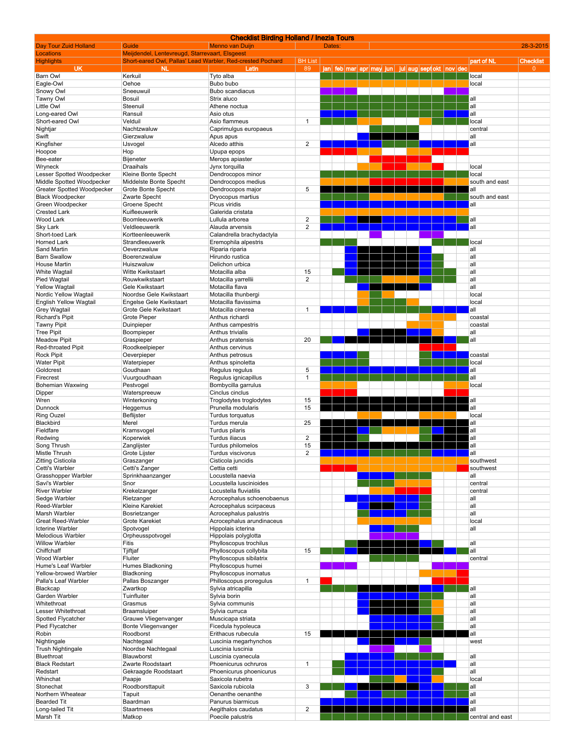# Checklist Birding Holland / Inezia Tours

| Day Tour Zuid Holland | Guide | Menno van Duijn | Dates: | | | | | | | | | | | | | | 28-3-2015 |
|---|---|---|---|---|---|---|---|---|---|---|---|---|---|---|---|---|---|
| Locations | Meijdendel, Lentevreugd, Starrevaart, Elsgeest | | | | | | | | | | | | | | | | |
| Highlights | Short-eared Owl, Pallas' Lead Warbler, Red-crested Pochard | | BH List | | | | | | | | | | | | | part of NL | Checklist |
| UK | NL | Latin | 89 | jan | feb | mar | apr | may | jun | jul | aug | sept | okt | nov | dec | | 0 |
| Barn Owl | Kerkuil | Tyto alba | | | | | | | | | | | | | | local | |
| Eagle-Owl | Oehoe | Bubo bubo | | | | | | | | | | | | | | local | |
| Snowy Owl | Sneeuwuil | Bubo scandiacus | | | | | | | | | | | | | | | |
| Tawny Owl | Bosuil | Strix aluco | | | | | | | | | | | | | | all | |
| Little Owl | Steenuil | Athene noctua | | | | | | | | | | | | | | all | |
| Long-eared Owl | Ransuil | Asio otus | | | | | | | | | | | | | | all | |
| Short-eared Owl | Velduil | Asio flammeus | 1 | | | | | | | | | | | | | local | |
| Nightjar | Nachtzwaluw | Caprimulgus europaeus | | | | | | | | | | | | | | central | |
| Swift | Gierzwaluw | Apus apus | | | | | | | | | | | | | | all | |
| Kingfisher | IJsvogel | Alcedo atthis | 2 | | | | | | | | | | | | | all | |
| Hoopoe | Hop | Upupa epops | | | | | | | | | | | | | | | |
| Bee-eater | Bijeneter | Merops apiaster | | | | | | | | | | | | | | | |
| Wryneck | Draaihals | Jynx torquilla | | | | | | | | | | | | | | local | |
| Lesser Spotted Woodpecker | Kleine Bonte Specht | Dendrocopos minor | | | | | | | | | | | | | | local | |
| Middle Spotted Woodpecker | Middelste Bonte Specht | Dendrocopos medius | | | | | | | | | | | | | | south and east | |
| Greater Spotted Woodpecker | Grote Bonte Specht | Dendrocopos major | 5 | | | | | | | | | | | | | all | |
| Black Woodpecker | Zwarte Specht | Dryocopus martius | | | | | | | | | | | | | | south and east | |
| Green Woodpecker | Groene Specht | Picus viridis | | | | | | | | | | | | | | all | |
| Crested Lark | Kuifleeuwerik | Galerida cristata | | | | | | | | | | | | | | | |
| Wood Lark | Boomleeuwerik | Lullula arborea | 2 | | | | | | | | | | | | | all | |
| Sky Lark | Veldleeuwerik | Alauda arvensis | 2 | | | | | | | | | | | | | all | |
| Short-toed Lark | Kortteenleeuwerik | Calandrella brachydactyla | | | | | | | | | | | | | | | |
| Horned Lark | Strandleeuwerik | Eremophila alpestris | | | | | | | | | | | | | | local | |
| Sand Martin | Oeverzwaluw | Riparia riparia | | | | | | | | | | | | | | all | |
| Barn Swallow | Boerenzwaluw | Hirundo rustica | | | | | | | | | | | | | | all | |
| House Martin | Huiszwaluw | Delichon urbica | | | | | | | | | | | | | | all | |
| White Wagtail | Witte Kwikstaart | Motacilla alba | 15 | | | | | | | | | | | | | all | |
| Pied Wagtail | Rouwkwikstaart | Motacilla yarrellii | 2 | | | | | | | | | | | | | all | |
| Yellow Wagtail | Gele Kwikstaart | Motacilla flava | | | | | | | | | | | | | | all | |
| Nordic Yellow Wagtail | Noordse Gele Kwikstaart | Motacilla thunbergi | | | | | | | | | | | | | | local | |
| English Yellow Wagtail | Engelse Gele Kwikstaart | Motacilla flavissima | | | | | | | | | | | | | | local | |
| Grey Wagtail | Grote Gele Kwikstaart | Motacilla cinerea | 1 | | | | | | | | | | | | | all | |
| Richard's Pipit | Grote Pieper | Anthus richardi | | | | | | | | | | | | | | coastal | |
| Tawny Pipit | Duinpieper | Anthus campestris | | | | | | | | | | | | | | coastal | |
| Tree Pipit | Boompieper | Anthus trivialis | | | | | | | | | | | | | | all | |
| Meadow Pipit | Graspieper | Anthus pratensis | 20 | | | | | | | | | | | | | all | |
| Red-throated Pipit | Roodkeelpieper | Anthus cervinus | | | | | | | | | | | | | | | |
| Rock Pipit | Oeverpieper | Anthus petrosus | | | | | | | | | | | | | | coastal | |
| Water Pipit | Waterpieper | Anthus spinoletta | | | | | | | | | | | | | | local | |
| Goldcrest | Goudhaan | Regulus regulus | 5 | | | | | | | | | | | | | all | |
| Firecrest | Vuurgoudhaan | Regulus ignicapillus | 1 | | | | | | | | | | | | | all | |
| Bohemian Waxwing | Pestvogel | Bombycilla garrulus | | | | | | | | | | | | | | local | |
| Dipper | Waterspreeuw | Cinclus cinclus | | | | | | | | | | | | | | | |
| Wren | Winterkoning | Troglodytes troglodytes | 15 | | | | | | | | | | | | | all | |
| Dunnock | Heggemus | Prunella modularis | 15 | | | | | | | | | | | | | all | |
| Ring Ouzel | Beflijster | Turdus torquatus | | | | | | | | | | | | | | local | |
| Blackbird | Merel | Turdus merula | 25 | | | | | | | | | | | | | all | |
| Fieldfare | Kramsvogel | Turdus pilaris | | | | | | | | | | | | | | all | |
| Redwing | Koperwiek | Turdus iliacus | 2 | | | | | | | | | | | | | all | |
| Song Thrush | Zanglijster | Turdus philomelos | 15 | | | | | | | | | | | | | all | |
| Mistle Thrush | Grote Lijster | Turdus viscivorus | 2 | | | | | | | | | | | | | all | |
| Zitting Cisticola | Graszanger | Cisticola juncidis | | | | | | | | | | | | | | southwest | |
| Cetti's Warbler | Cetti's Zanger | Cettia cetti | | | | | | | | | | | | | | southwest | |
| Grasshopper Warbler | Sprinkhaanzanger | Locustella naevia | | | | | | | | | | | | | | all | |
| Savi's Warbler | Snor | Locustella luscinioides | | | | | | | | | | | | | | central | |
| River Warbler | Krekelzanger | Locustella fluviatilis | | | | | | | | | | | | | | central | |
| Sedge Warbler | Rietzanger | Acrocephalus schoenobaenus | | | | | | | | | | | | | | all | |
| Reed-Warbler | Kleine Karekiet | Acrocephalus scirpaceus | | | | | | | | | | | | | | all | |
| Marsh Warbler | Bosrietzanger | Acrocephalus palustris | | | | | | | | | | | | | | all | |
| Great Reed-Warbler | Grote Karekiet | Acrocephalus arundinaceus | | | | | | | | | | | | | | local | |
| Icterine Warbler | Spotvogel | Hippolais icterina | | | | | | | | | | | | | | all | |
| Melodious Warbler | Orpheusspotvogel | Hippolais polyglotta | | | | | | | | | | | | | | | |
| Willow Warbler | Fitis | Phylloscopus trochilus | | | | | | | | | | | | | | all | |
| Chiffchaff | Tjiftjaf | Phylloscopus collybita | 15 | | | | | | | | | | | | | all | |
| Wood Warbler | Fluiter | Phylloscopus sibilatrix | | | | | | | | | | | | | | central | |
| Hume's Leaf Warbler | Humes Bladkoning | Phylloscopus humei | | | | | | | | | | | | | | | |
| Yellow-browed Warbler | Bladkoning | Phylloscopus inornatus | | | | | | | | | | | | | | | |
| Palla's Leaf Warbler | Pallas Boszanger | Philloscopus proregulus | 1 | | | | | | | | | | | | | | |
| Blackcap | Zwartkop | Sylvia atricapilla | | | | | | | | | | | | | | all | |
| Garden Warbler | Tuinfluiter | Sylvia borin | | | | | | | | | | | | | | all | |
| Whitethroat | Grasmus | Sylvia communis | | | | | | | | | | | | | | all | |
| Lesser Whitethroat | Braamsluiper | Sylvia curruca | | | | | | | | | | | | | | all | |
| Spotted Flycatcher | Grauwe Vliegenvanger | Muscicapa striata | | | | | | | | | | | | | | all | |
| Pied Flycatcher | Bonte Vliegenvanger | Ficedula hypoleuca | | | | | | | | | | | | | | all | |
| Robin | Roodborst | Erithacus rubecula | 15 | | | | | | | | | | | | | all | |
| Nightingale | Nachtegaal | Luscinia megarhynchos | | | | | | | | | | | | | | west | |
| Trush Nightingale | Noordse Nachtegaal | Luscinia luscinia | | | | | | | | | | | | | | | |
| Bluethroat | Blauwborst | Luscinia cyanecula | | | | | | | | | | | | | | all | |
| Black Redstart | Zwarte Roodstaart | Phoenicurus ochruros | 1 | | | | | | | | | | | | | all | |
| Redstart | Gekraagde Roodstaart | Phoenicurus phoenicurus | | | | | | | | | | | | | | all | |
| Whinchat | Paapje | Saxicola rubetra | | | | | | | | | | | | | | local | |
| Stonechat | Roodborsttapuit | Saxicola rubicola | 3 | | | | | | | | | | | | | all | |
| Northern Wheatear | Tapuit | Oenanthe oenanthe | | | | | | | | | | | | | | all | |
| Bearded Tit | Baardman | Panurus biarmicus | | | | | | | | | | | | | | all | |
| Long-tailed Tit | Staartmees | Aegithalos caudatus | 2 | | | | | | | | | | | | | all | |
| Marsh Tit | Matkop | Poecile palustris | | | | | | | | | | | | | | central and east | |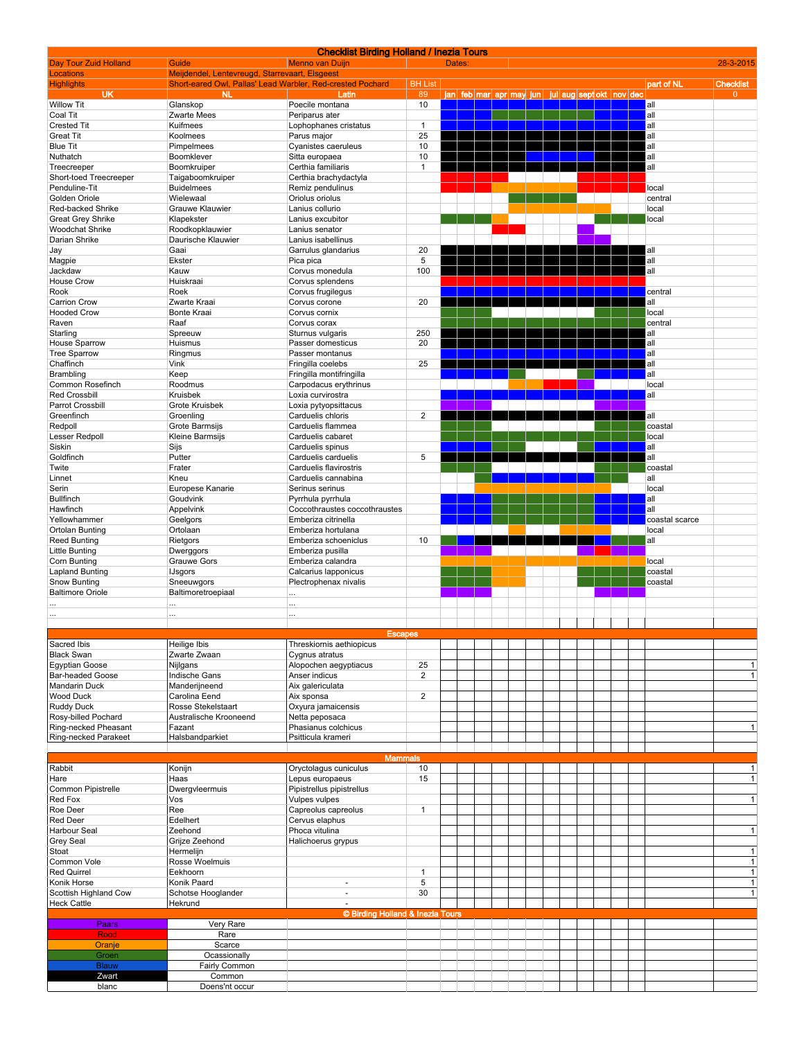# Checklist Birding Holland / Inezia Tours

| Day Tour Zuid Holland | Guide | Menno van Duijn | Dates: | 28-3-2015 |
|---|---|---|---|---|
| Locations | Meijdendel, Lentevreugd, Starrevaart, Elsgeest | | | |
| Highlights | Short-eared Owl, Pallas' Lead Warbler, Red-crested Pochard | | | |

| UK | NL | Latin | BH List 89 | jan | feb | mar | apr | may | jun | jul | aug | sept | okt | nov | dec | part of NL | Checklist 0 |
|---|---|---|---|---|---|---|---|---|---|---|---|---|---|---|---|---|---|
| Willow Tit | Glanskop | Poecile montana | 10 | | | | | | | | | | | | | all | |
| Coal Tit | Zwarte Mees | Periparus ater | | | | | | | | | | | | | | all | |
| Crested Tit | Kuifmees | Lophophanes cristatus | 1 | | | | | | | | | | | | | all | |
| Great Tit | Koolmees | Parus major | 25 | | | | | | | | | | | | | all | |
| Blue Tit | Pimpelmees | Cyanistes caeruleus | 10 | | | | | | | | | | | | | all | |
| Nuthatch | Boomklever | Sitta europaea | 10 | | | | | | | | | | | | | all | |
| Treecreeper | Boomkruiper | Certhia familiaris | 1 | | | | | | | | | | | | | all | |
| Short-toed Treecreeper | Taigaboomkruiper | Certhia brachydactyla | | | | | | | | | | | | | | | |
| Penduline-Tit | Buidelmees | Remiz pendulinus | | | | | | | | | | | | | | local | |
| Golden Oriole | Wielewaal | Oriolus oriolus | | | | | | | | | | | | | | central | |
| Red-backed Shrike | Grauwe Klauwier | Lanius collurio | | | | | | | | | | | | | | local | |
| Great Grey Shrike | Klapekster | Lanius excubitor | | | | | | | | | | | | | | local | |
| Woodchat Shrike | Roodkopklauwier | Lanius senator | | | | | | | | | | | | | | | |
| Darian Shrike | Daurische Klauwier | Lanius isabellinus | | | | | | | | | | | | | | | |
| Jay | Gaai | Garrulus glandarius | 20 | | | | | | | | | | | | | all | |
| Magpie | Ekster | Pica pica | 5 | | | | | | | | | | | | | all | |
| Jackdaw | Kauw | Corvus monedula | 100 | | | | | | | | | | | | | all | |
| House Crow | Huiskraai | Corvus splendens | | | | | | | | | | | | | | | |
| Rook | Roek | Corvus frugilegus | | | | | | | | | | | | | | central | |
| Carrion Crow | Zwarte Kraai | Corvus corone | 20 | | | | | | | | | | | | | all | |
| Hooded Crow | Bonte Kraai | Corvus cornix | | | | | | | | | | | | | | local | |
| Raven | Raaf | Corvus corax | | | | | | | | | | | | | | central | |
| Starling | Spreeuw | Sturnus vulgaris | 250 | | | | | | | | | | | | | all | |
| House Sparrow | Huismus | Passer domesticus | 20 | | | | | | | | | | | | | all | |
| Tree Sparrow | Ringmus | Passer montanus | | | | | | | | | | | | | | all | |
| Chaffinch | Vink | Fringilla coelebs | 25 | | | | | | | | | | | | | all | |
| Brambling | Keep | Fringilla montifringilla | | | | | | | | | | | | | | all | |
| Common Rosefinch | Roodmus | Carpodacus erythrinus | | | | | | | | | | | | | | local | |
| Red Crossbill | Kruisbek | Loxia curvirostra | | | | | | | | | | | | | | all | |
| Parrot Crossbill | Grote Kruisbek | Loxia pytyopsittacus | | | | | | | | | | | | | | | |
| Greenfinch | Groenling | Carduelis chloris | 2 | | | | | | | | | | | | | all | |
| Redpoll | Grote Barmsijs | Carduelis flammea | | | | | | | | | | | | | | coastal | |
| Lesser Redpoll | Kleine Barmsijs | Carduelis cabaret | | | | | | | | | | | | | | local | |
| Siskin | Sijs | Carduelis spinus | | | | | | | | | | | | | | all | |
| Goldfinch | Putter | Carduelis carduelis | 5 | | | | | | | | | | | | | all | |
| Twite | Frater | Carduelis flavirostris | | | | | | | | | | | | | | coastal | |
| Linnet | Kneu | Carduelis cannabina | | | | | | | | | | | | | | all | |
| Serin | Europese Kanarie | Serinus serinus | | | | | | | | | | | | | | local | |
| Bullfinch | Goudvink | Pyrrhula pyrrhula | | | | | | | | | | | | | | all | |
| Hawfinch | Appelvink | Coccothraustes coccothraustes | | | | | | | | | | | | | | all | |
| Yellowhammer | Geelgors | Emberiza citrinella | | | | | | | | | | | | | | coastal scarce | |
| Ortolan Bunting | Ortolaan | Emberiza hortulana | | | | | | | | | | | | | | local | |
| Reed Bunting | Rietgors | Emberiza schoeniclus | 10 | | | | | | | | | | | | | all | |
| Little Bunting | Dwerggors | Emberiza pusilla | | | | | | | | | | | | | | | |
| Corn Bunting | Grauwe Gors | Emberiza calandra | | | | | | | | | | | | | | local | |
| Lapland Bunting | IJsgors | Calcarius lapponicus | | | | | | | | | | | | | | coastal | |
| Snow Bunting | Sneeuwgors | Plectrophenax nivalis | | | | | | | | | | | | | | coastal | |
| Baltimore Oriole | Baltimoretroepiaal | ... | | | | | | | | | | | | | | | |
| ... | ... | ... | | | | | | | | | | | | | | | |
| ... | ... | ... | | | | | | | | | | | | | | | |

## Escapes

| UK | NL | Latin | BH List | Checklist |
|---|---|---|---|---|
| Sacred Ibis | Heilige Ibis | Threskiornis aethiopicus | | |
| Black Swan | Zwarte Zwaan | Cygnus atratus | | |
| Egyptian Goose | Nijlgans | Alopochen aegyptiacus | 25 | 1 |
| Bar-headed Goose | Indische Gans | Anser indicus | 2 | 1 |
| Mandarin Duck | Manderijneend | Aix galericulata | | |
| Wood Duck | Carolina Eend | Aix sponsa | 2 | |
| Ruddy Duck | Rosse Stekelstaart | Oxyura jamaicensis | | |
| Rosy-billed Pochard | Australische Krooneend | Netta peposaca | | |
| Ring-necked Pheasant | Fazant | Phasianus colchicus | | 1 |
| Ring-necked Parakeet | Halsbandparkiet | Psitticula krameri | | |

## Mammals

| UK | NL | Latin | BH List | Checklist |
|---|---|---|---|---|
| Rabbit | Konijn | Oryctolagus cuniculus | 10 | 1 |
| Hare | Haas | Lepus europaeus | 15 | 1 |
| Common Pipistrelle | Dwergvleermuis | Pipistrellus pipistrellus | | |
| Red Fox | Vos | Vulpes vulpes | | 1 |
| Roe Deer | Ree | Capreolus capreolus | 1 | |
| Red Deer | Edelhert | Cervus elaphus | | |
| Harbour Seal | Zeehond | Phoca vitulina | | 1 |
| Grey Seal | Grijze Zeehond | Halichoerus grypus | | |
| Stoat | Hermelijn | | | 1 |
| Common Vole | Rosse Woelmuis | | | 1 |
| Red Quirrel | Eekhoorn | | 1 | 1 |
| Konik Horse | Konik Paard | - | 5 | 1 |
| Scottish Highland Cow | Schotse Hooglander | - | 30 | 1 |
| Heck Cattle | Hekrund | - | | |

© Birding Holland & Inezia Tours

| Colour | Meaning |
|---|---|
| Paars | Very Rare |
| Rood | Rare |
| Oranje | Scarce |
| Groen | Ocassionally |
| Blauw | Fairly Common |
| Zwart | Common |
| blanc | Doens'nt occur |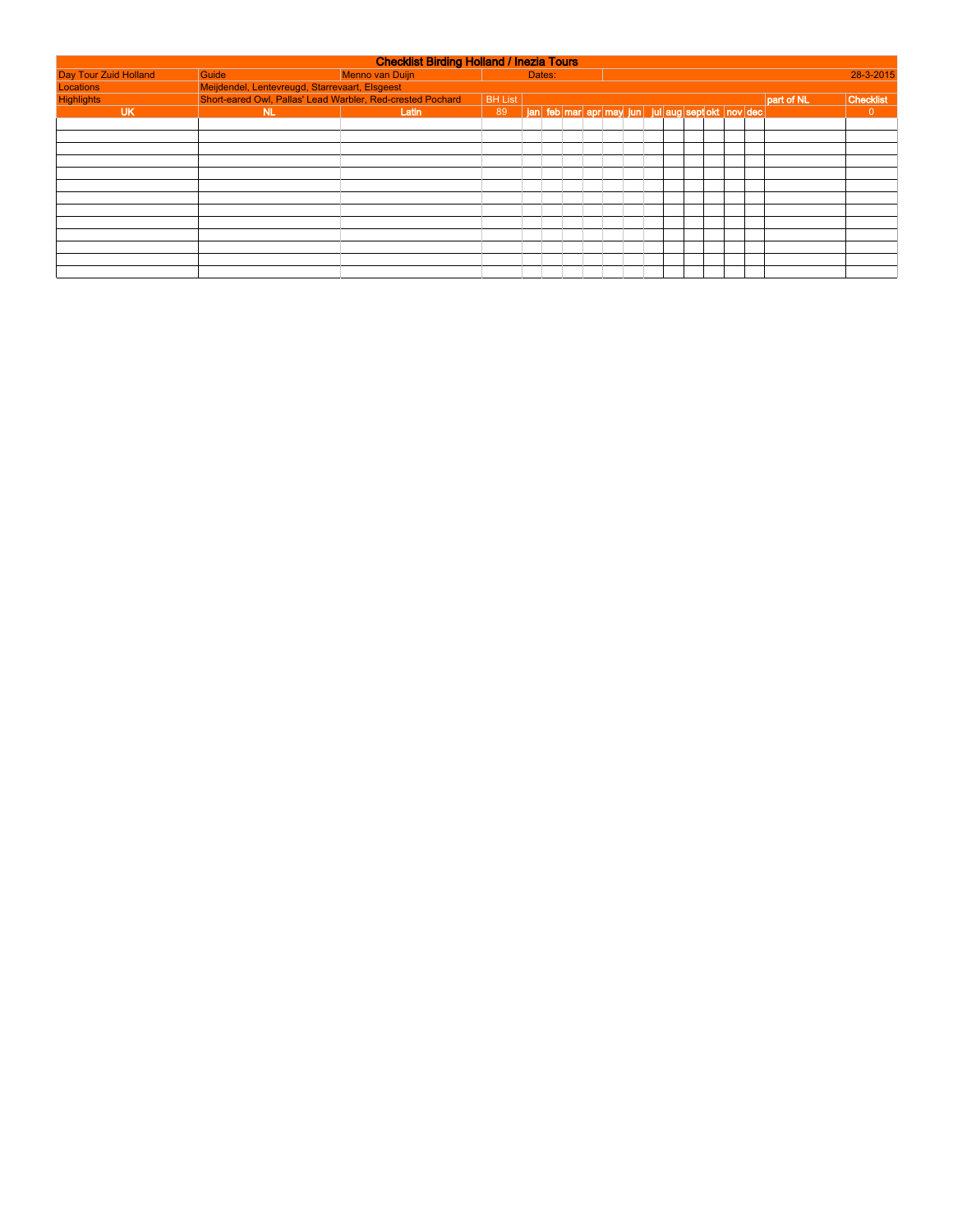| Checklist Birding Holland / Inezia Tours | | | | | | | | | | | | | | | | |
|---|---|---|---|---|---|---|---|---|---|---|---|---|---|---|---|---|
| Day Tour Zuid Holland | Guide | Menno van Duijn | Dates: | | | | | | | | | | | | | 28-3-2015 |
| Locations | Meijdendel, Lentevreugd, Starrevaart, Elsgeest | | | | | | | | | | | | | | | |
| Highlights | Short-eared Owl, Pallas' Lead Warbler, Red-crested Pochard | | BH List | | | | | | | | | | | | part of NL | Checklist |
| UK | NL | Latin | 89 | jan | feb | mar | apr | may | jun | jul | aug | sept | okt | nov | dec | 0 |
| | | | | | | | | | | | | | | | | |
| | | | | | | | | | | | | | | | | |
| | | | | | | | | | | | | | | | | |
| | | | | | | | | | | | | | | | | |
| | | | | | | | | | | | | | | | | |
| | | | | | | | | | | | | | | | | |
| | | | | | | | | | | | | | | | | |
| | | | | | | | | | | | | | | | | |
| | | | | | | | | | | | | | | | | |
| | | | | | | | | | | | | | | | | |
| | | | | | | | | | | | | | | | | |
| | | | | | | | | | | | | | | | | |
| | | | | | | | | | | | | | | | | |